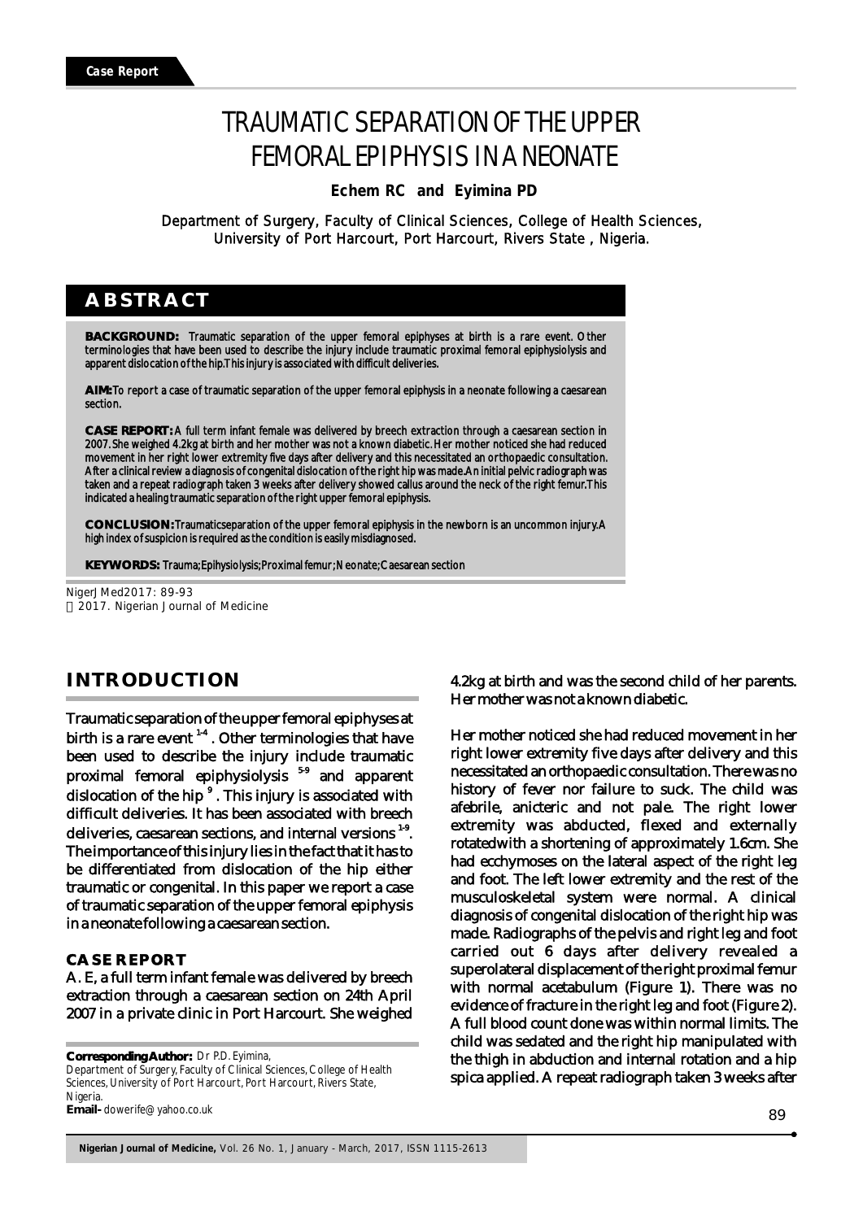Case Report

# TRAUMATIC SEPARATION OF THE UPPER FEMORAL EPIPHYSIS IN A NEONATE

**Echem RC and Eyimina PD**

Department of Surgery, Faculty of Clinical Sciences, College of Health Sciences, University of Port Harcourt, Port Harcourt, Rivers State, Nigeria.

## ABSTRACT

**BACKGROUND:** Traumatic separation of the upper femoral epiphyses at birth is a rare event. Other terminologies that have been used to describe the injury include traumatic proximal femoral epiphysiolysis and apparent dislocation of the hip. This injury is associated with difficult deliveries.

**AIM:** To report a case of traumatic separation of the upper femoral epiphysis in a neonate following a caesarean section.

**CASE REPORT:** A full term infant female was delivered by breech extraction through a caesarean section in 2007. She weighed 4.2kg at birth and her mother was not a known diabetic. Her mother noticed she had reduced movement in her right lower extremity five days after delivery and this necessitated an orthopaedic consultation. After a clinical review a diagnosis of congenital dislocation of the right hip was made. An initial pelvic radiograph was taken and a repeat radiograph taken 3 weeks after delivery showed callus around the neck of the right femur. This indicated a healing traumatic separation of the right upper femoral epiphysis.

**CONCLUSION:** Traumatic separation of the upper femoral epiphysis in the newborn is an uncommon injury. A high index of suspicion is required as the condition is easily misdiagnosed.

**KEYWORDS:** Trauma; Epihysiolysis; Proximal femur; Neonate; Caesarean section

NigerJMed2017: 89-93
© 2017. Nigerian Journal of Medicine

## INTRODUCTION

Traumatic separation of the upper femoral epiphyses at birth is a rare event [1-4]. Other terminologies that have been used to describe the injury include traumatic proximal femoral epiphysiolysis [5-9] and apparent dislocation of the hip [9]. This injury is associated with difficult deliveries. It has been associated with breech deliveries, caesarean sections, and internal versions [1-9]. The importance of this injury lies in the fact that it has to be differentiated from dislocation of the hip either traumatic or congenital. In this paper we report a case of traumatic separation of the upper femoral epiphysis in a neonate following a caesarean section.

### CASE REPORT

A. E, a full term infant female was delivered by breech extraction through a caesarean section on 24th April 2007 in a private clinic in Port Harcourt. She weighed 4.2kg at birth and was the second child of her parents. Her mother was not a known diabetic.

Her mother noticed she had reduced movement in her right lower extremity five days after delivery and this necessitated an orthopaedic consultation. There was no history of fever nor failure to suck. The child was afebrile, anicteric and not pale. The right lower extremity was abducted, flexed and externally rotatedwith a shortening of approximately 1.6cm. She had ecchymoses on the lateral aspect of the right leg and foot. The left lower extremity and the rest of the musculoskeletal system were normal. A clinical diagnosis of congenital dislocation of the right hip was made. Radiographs of the pelvis and right leg and foot carried out 6 days after delivery revealed a superolateral displacement of the right proximal femur with normal acetabulum (Figure 1). There was no evidence of fracture in the right leg and foot (Figure 2). A full blood count done was within normal limits. The child was sedated and the right hip manipulated with the thigh in abduction and internal rotation and a hip spica applied. A repeat radiograph taken 3 weeks after

**Corresponding Author:** Dr P.D. Eyimina,
Department of Surgery, Faculty of Clinical Sciences, College of Health Sciences, University of Port Harcourt, Port Harcourt, Rivers State, Nigeria.
**Email-** dowerife@yahoo.co.uk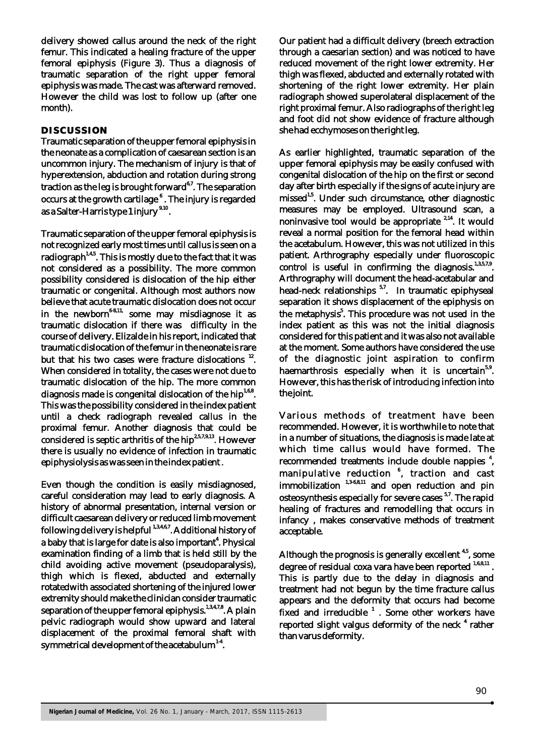delivery showed callus around the neck of the right femur. This indicated a healing fracture of the upper femoral epiphysis (Figure 3). Thus a diagnosis of traumatic separation of the right upper femoral epiphysis was made. The cast was afterward removed. However the child was lost to follow up (after one month).

## DISCUSSION

Traumatic separation of the upper femoral epiphysis in the neonate as a complication of caesarean section is an uncommon injury. The mechanism of injury is that of hyperextension, abduction and rotation during strong traction as the leg is brought forward[6,7]. The separation occurs at the growth cartilage[6]. The injury is regarded as a Salter-Harris type 1 injury[9,10].

Traumatic separation of the upper femoral epiphysis is not recognized early most times until callus is seen on a radiograph[1,4,5]. This is mostly due to the fact that it was not considered as a possibility. The more common possibility considered is dislocation of the hip either traumatic or congenital. Although most authors now believe that acute traumatic dislocation does not occur in the newborn[6-8,11,] some may misdiagnose it as traumatic dislocation if there was difficulty in the course of delivery. Elizalde in his report, indicated that traumatic dislocation of the femur in the neonate is rare but that his two cases were fracture dislocations[12]. When considered in totality, the cases were not due to traumatic dislocation of the hip. The more common diagnosis made is congenital dislocation of the hip[1,6,8]. This was the possibility considered in the index patient until a check radiograph revealed callus in the proximal femur. Another diagnosis that could be considered is septic arthritis of the hip[2,5,7,9,13]. However there is usually no evidence of infection in traumatic epiphysiolysis as was seen in the index patient.

Even though the condition is easily misdiagnosed, careful consideration may lead to early diagnosis. A history of abnormal presentation, internal version or difficult caesarean delivery or reduced limb movement following delivery is helpful[1,3,4,6,7]. Additional history of a baby that is large for date is also important[4]. Physical examination finding of a limb that is held still by the child avoiding active movement (pseudoparalysis), thigh which is flexed, abducted and externally rotatedwith associated shortening of the injured lower extremity should make the clinician consider traumatic separation of the upper femoral epiphysis.[1,3,4,7,8]. A plain pelvic radiograph would show upward and lateral displacement of the proximal femoral shaft with symmetrical development of the acetabulum[1-4].

Our patient had a difficult delivery (breech extraction through a caesarian section) and was noticed to have reduced movement of the right lower extremity. Her thigh was flexed, abducted and externally rotated with shortening of the right lower extremity. Her plain radiograph showed superolateral displacement of the right proximal femur. Also radiographs of the right leg and foot did not show evidence of fracture although she had ecchymoses on the right leg.

As earlier highlighted, traumatic separation of the upper femoral epiphysis may be easily confused with congenital dislocation of the hip on the first or second day after birth especially if the signs of acute injury are missed[1,5]. Under such circumstance, other diagnostic measures may be employed. Ultrasound scan, a noninvasive tool would be appropriate[2,14]. It would reveal a normal position for the femoral head within the acetabulum. However, this was not utilized in this patient. Arthrography especially under fluoroscopic control is useful in confirming the diagnosis.[1,3,5,7,9]. Arthrography will document the head-acetabular and head-neck relationships[5,7]. In traumatic epiphyseal separation it shows displacement of the epiphysis on the metaphysis[5]. This procedure was not used in the index patient as this was not the initial diagnosis considered for this patient and it was also not available at the moment. Some authors have considered the use of the diagnostic joint aspiration to confirm haemarthrosis especially when it is uncertain[5,9]. However, this has the risk of introducing infection into the joint.

Various methods of treatment have been recommended. However, it is worthwhile to note that in a number of situations, the diagnosis is made late at which time callus would have formed. The recommended treatments include double nappies[4], manipulative reduction[6], traction and cast immobilization[1,3-6,8,11] and open reduction and pin osteosynthesis especially for severe cases[5,7]. The rapid healing of fractures and remodelling that occurs in infancy , makes conservative methods of treatment acceptable.

Although the prognosis is generally excellent[4,5], some degree of residual coxa vara have been reported[1,6,8,11]. This is partly due to the delay in diagnosis and treatment had not begun by the time fracture callus appears and the deformity that occurs had become fixed and irreducible[1]. Some other workers have reported slight valgus deformity of the neck[4] rather than varus deformity.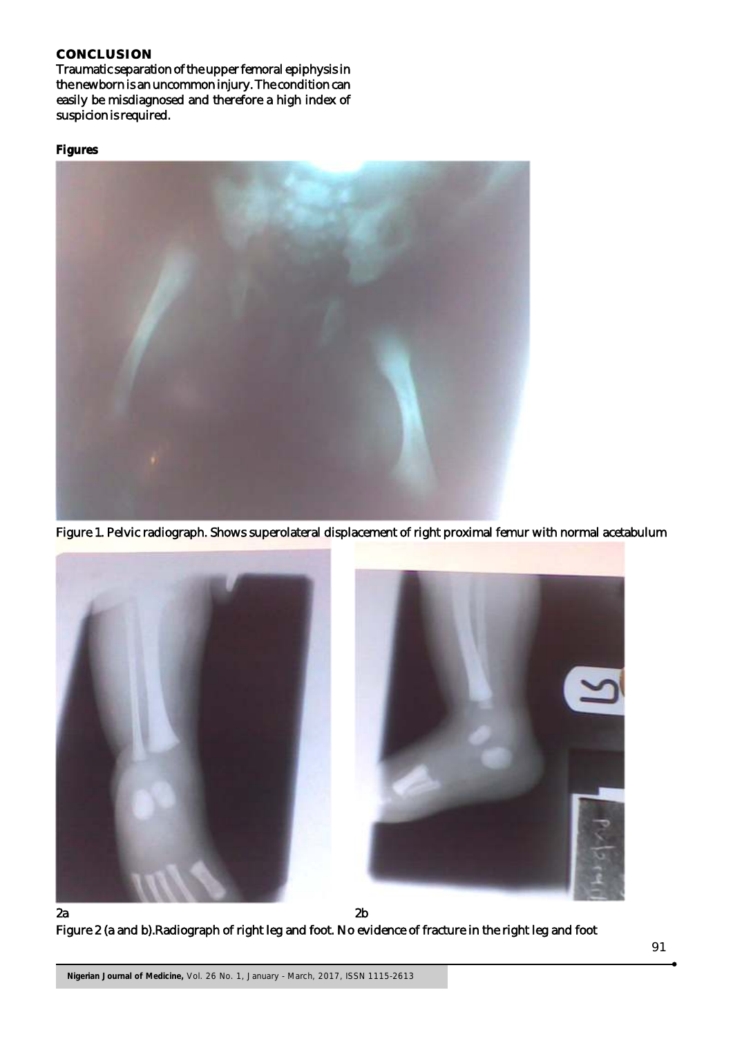## CONCLUSION

Traumatic separation of the upper femoral epiphysis in the newborn is an uncommon injury. The condition can easily be misdiagnosed and therefore a high index of suspicion is required.

### Figures

Figure 1. Pelvic radiograph. Shows superolateral displacement of right proximal femur with normal acetabulum

2a

2b

Figure 2 (a and b).Radiograph of right leg and foot. No evidence of fracture in the right leg and foot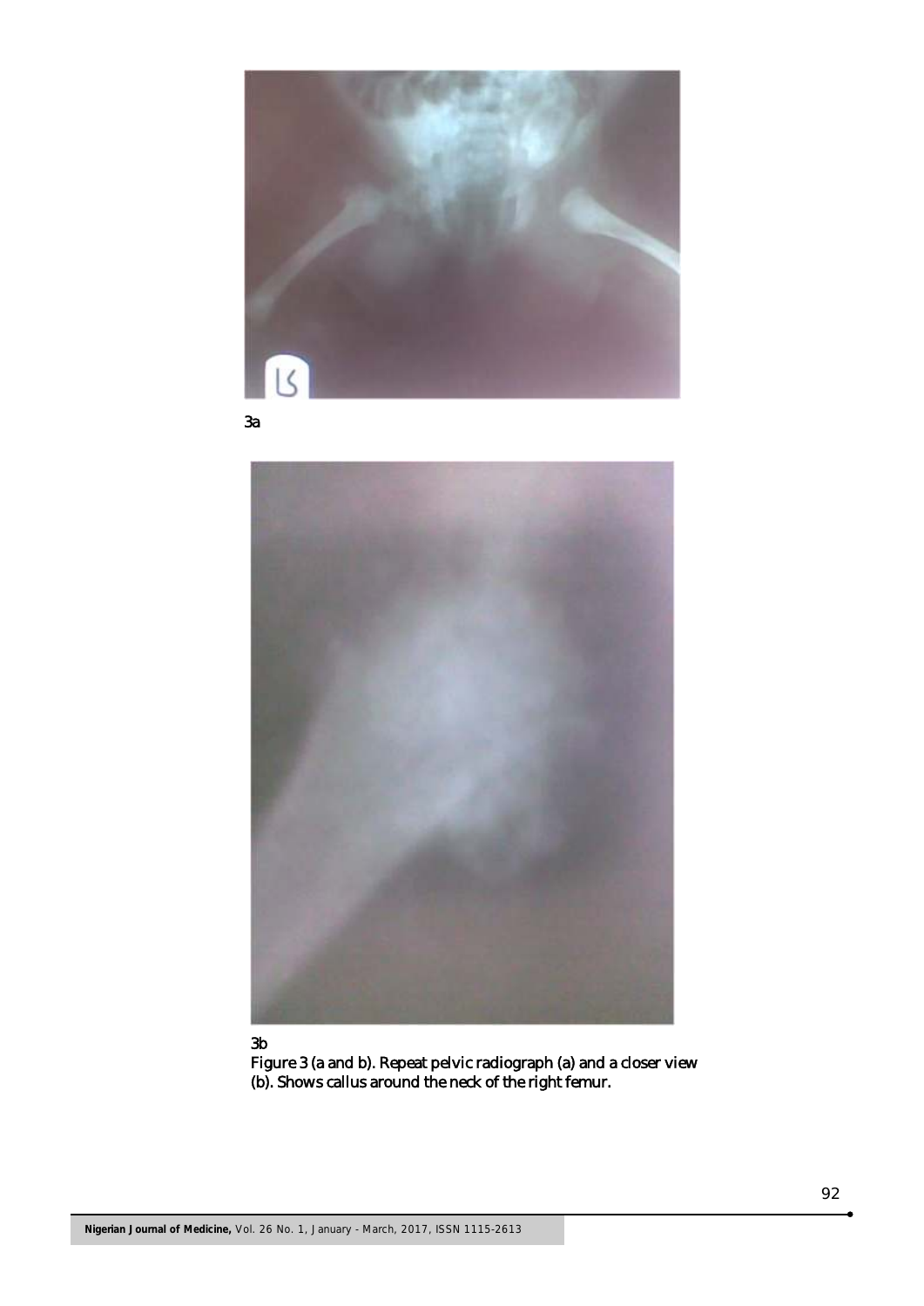3a

3b

Figure 3 (a and b). Repeat pelvic radiograph (a) and a closer view (b). Shows callus around the neck of the right femur.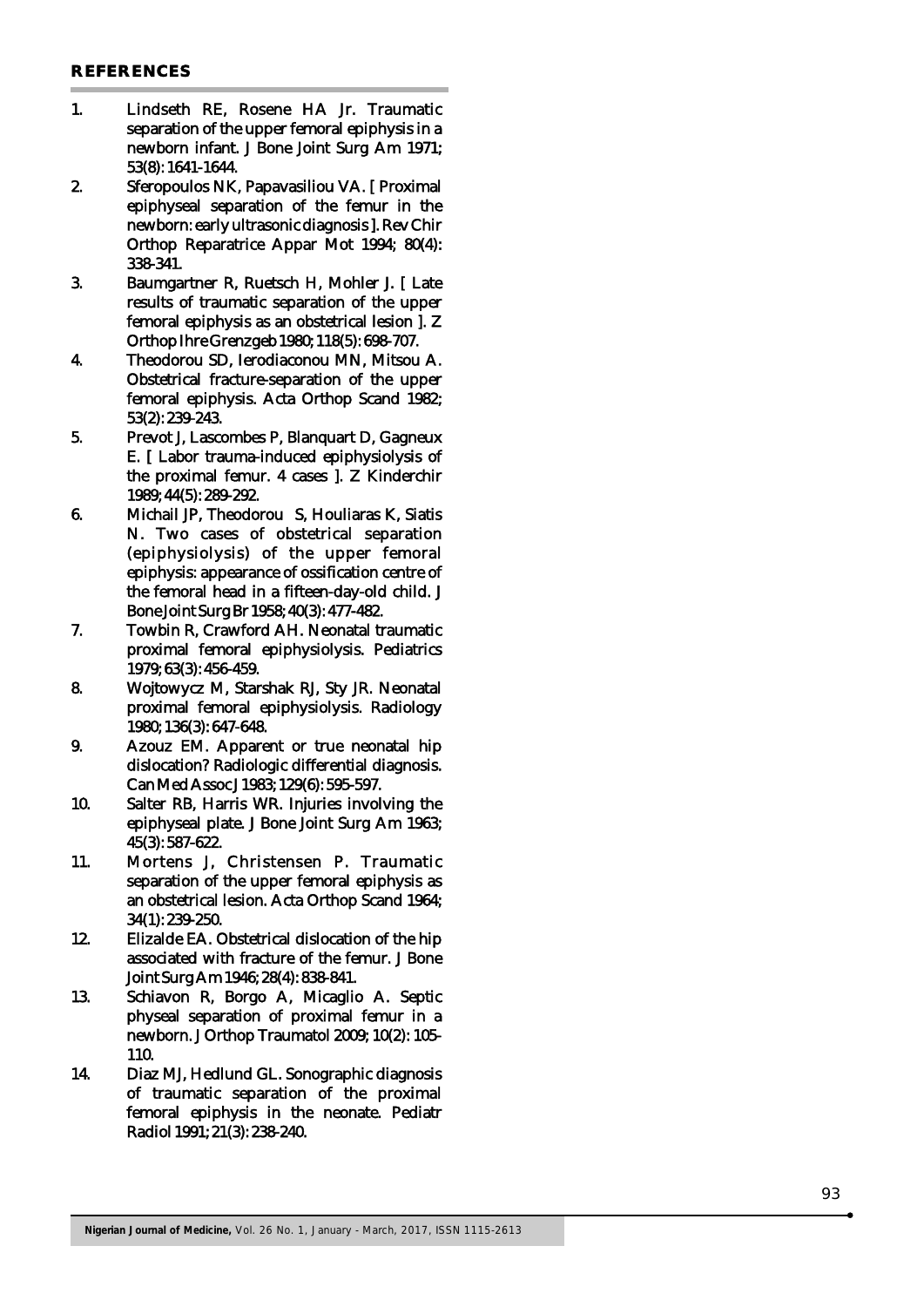## REFERENCES

1. Lindseth RE, Rosene HA Jr. Traumatic separation of the upper femoral epiphysis in a newborn infant. J Bone Joint Surg Am 1971; 53(8): 1641-1644.
2. Sferopoulos NK, Papavasiliou VA. [ Proximal epiphyseal separation of the femur in the newborn: early ultrasonic diagnosis ]. Rev Chir Orthop Reparatrice Appar Mot 1994; 80(4): 338-341.
3. Baumgartner R, Ruetsch H, Mohler J. [ Late results of traumatic separation of the upper femoral epiphysis as an obstetrical lesion ]. Z Orthop Ihre Grenzgeb 1980; 118(5): 698-707.
4. Theodorou SD, Ierodiaconou MN, Mitsou A. Obstetrical fracture-separation of the upper femoral epiphysis. Acta Orthop Scand 1982; 53(2): 239-243.
5. Prevot J, Lascombes P, Blanquart D, Gagneux E. [ Labor trauma-induced epiphysiolysis of the proximal femur. 4 cases ]. Z Kinderchir 1989; 44(5): 289-292.
6. Michail JP, Theodorou S, Houliaras K, Siatis N. Two cases of obstetrical separation (epiphysiolysis) of the upper femoral epiphysis: appearance of ossification centre of the femoral head in a fifteen-day-old child. J Bone Joint Surg Br 1958; 40(3): 477-482.
7. Towbin R, Crawford AH. Neonatal traumatic proximal femoral epiphysiolysis. Pediatrics 1979; 63(3): 456-459.
8. Wojtowycz M, Starshak RJ, Sty JR. Neonatal proximal femoral epiphysiolysis. Radiology 1980; 136(3): 647-648.
9. Azouz EM. Apparent or true neonatal hip dislocation? Radiologic differential diagnosis. Can Med Assoc J 1983; 129(6): 595-597.
10. Salter RB, Harris WR. Injuries involving the epiphyseal plate. J Bone Joint Surg Am 1963; 45(3): 587-622.
11. Mortens J, Christensen P. Traumatic separation of the upper femoral epiphysis as an obstetrical lesion. Acta Orthop Scand 1964; 34(1): 239-250.
12. Elizalde EA. Obstetrical dislocation of the hip associated with fracture of the femur. J Bone Joint Surg Am 1946; 28(4): 838-841.
13. Schiavon R, Borgo A, Micaglio A. Septic physeal separation of proximal femur in a newborn. J Orthop Traumatol 2009; 10(2): 105-110.
14. Diaz MJ, Hedlund GL. Sonographic diagnosis of traumatic separation of the proximal femoral epiphysis in the neonate. Pediatr Radiol 1991; 21(3): 238-240.